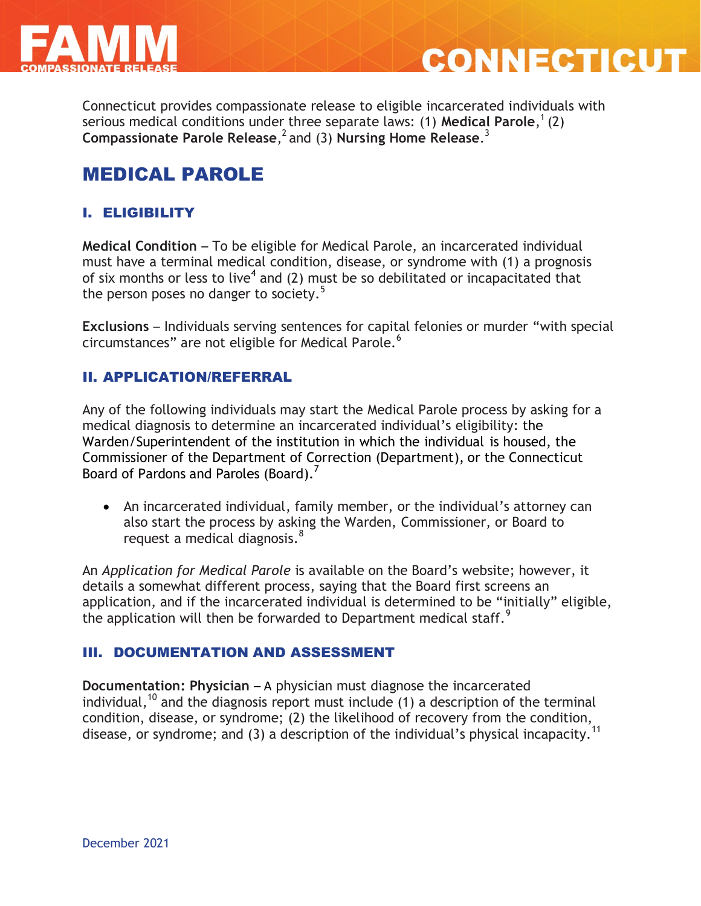# CONNECTICUT

Connecticut provides compassionate release to eligible incarcerated individuals with serious medical conditions under three separate laws: (1) **Medical Parole**,[1] (2) **Compassionate Parole Release**,[2] and (3) **Nursing Home Release**.[3]

## MEDICAL PAROLE

### I. ELIGIBILITY

**Medical Condition** – To be eligible for Medical Parole, an incarcerated individual must have a terminal medical condition, disease, or syndrome with (1) a prognosis of six months or less to live[4] and (2) must be so debilitated or incapacitated that the person poses no danger to society.[5]

**Exclusions** – Individuals serving sentences for capital felonies or murder "with special circumstances" are not eligible for Medical Parole.[6]

### II. APPLICATION/REFERRAL

Any of the following individuals may start the Medical Parole process by asking for a medical diagnosis to determine an incarcerated individual's eligibility: the Warden/Superintendent of the institution in which the individual is housed, the Commissioner of the Department of Correction (Department), or the Connecticut Board of Pardons and Paroles (Board).[7]

- An incarcerated individual, family member, or the individual's attorney can also start the process by asking the Warden, Commissioner, or Board to request a medical diagnosis.[8]

An *Application for Medical Parole* is available on the Board's website; however, it details a somewhat different process, saying that the Board first screens an application, and if the incarcerated individual is determined to be "initially" eligible, the application will then be forwarded to Department medical staff.[9]

### III. DOCUMENTATION AND ASSESSMENT

**Documentation: Physician** – A physician must diagnose the incarcerated individual,[10] and the diagnosis report must include (1) a description of the terminal condition, disease, or syndrome; (2) the likelihood of recovery from the condition, disease, or syndrome; and (3) a description of the individual's physical incapacity.[11]

December 2021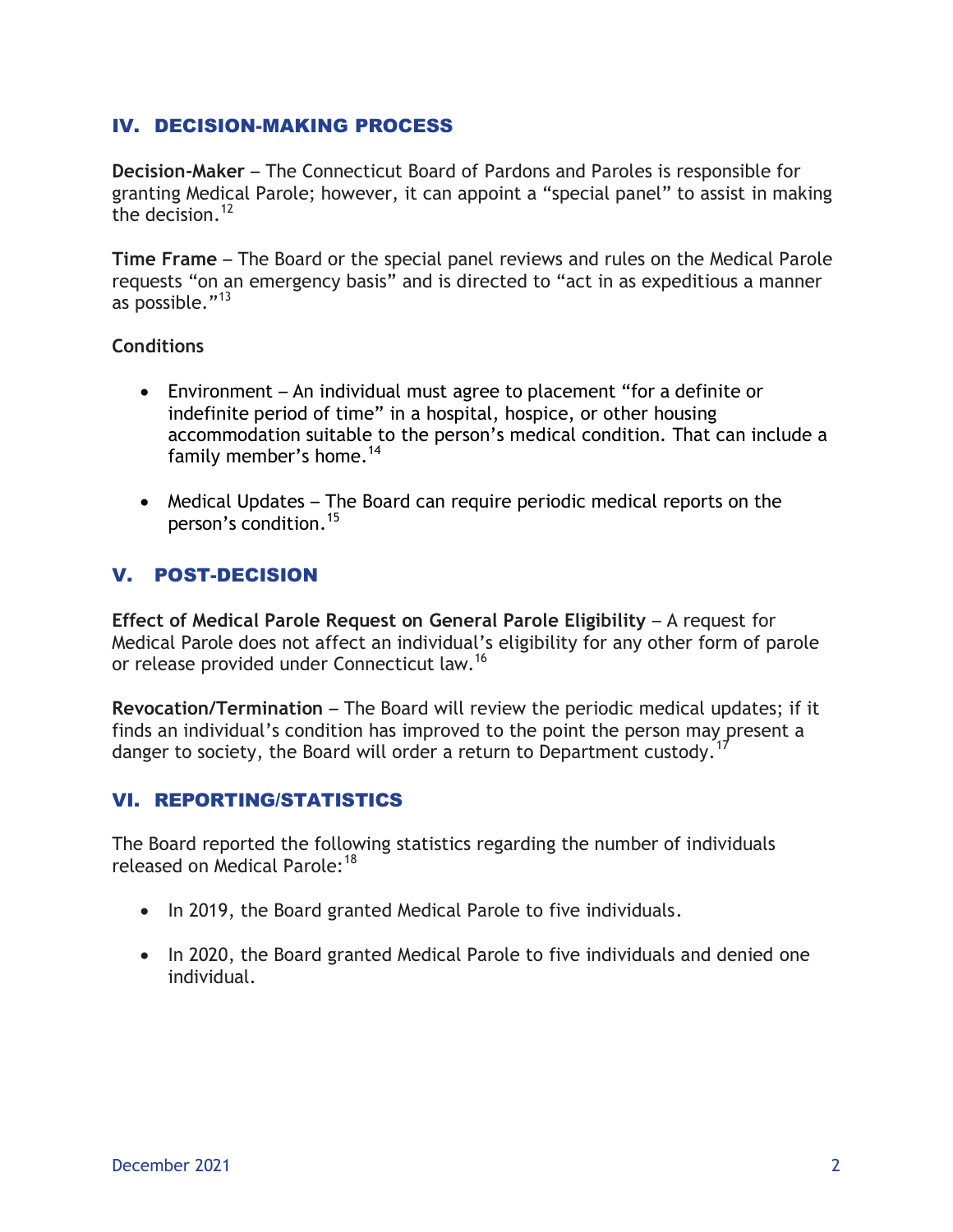## IV. DECISION-MAKING PROCESS

**Decision-Maker** – The Connecticut Board of Pardons and Paroles is responsible for granting Medical Parole; however, it can appoint a "special panel" to assist in making the decision.[12]

**Time Frame** – The Board or the special panel reviews and rules on the Medical Parole requests "on an emergency basis" and is directed to "act in as expeditious a manner as possible."[13]

**Conditions**

- Environment – An individual must agree to placement "for a definite or indefinite period of time" in a hospital, hospice, or other housing accommodation suitable to the person's medical condition. That can include a family member's home.[14]
- Medical Updates – The Board can require periodic medical reports on the person's condition.[15]

## V. POST-DECISION

**Effect of Medical Parole Request on General Parole Eligibility** – A request for Medical Parole does not affect an individual's eligibility for any other form of parole or release provided under Connecticut law.[16]

**Revocation/Termination** – The Board will review the periodic medical updates; if it finds an individual's condition has improved to the point the person may present a danger to society, the Board will order a return to Department custody.[17]

## VI. REPORTING/STATISTICS

The Board reported the following statistics regarding the number of individuals released on Medical Parole:[18]

- In 2019, the Board granted Medical Parole to five individuals.
- In 2020, the Board granted Medical Parole to five individuals and denied one individual.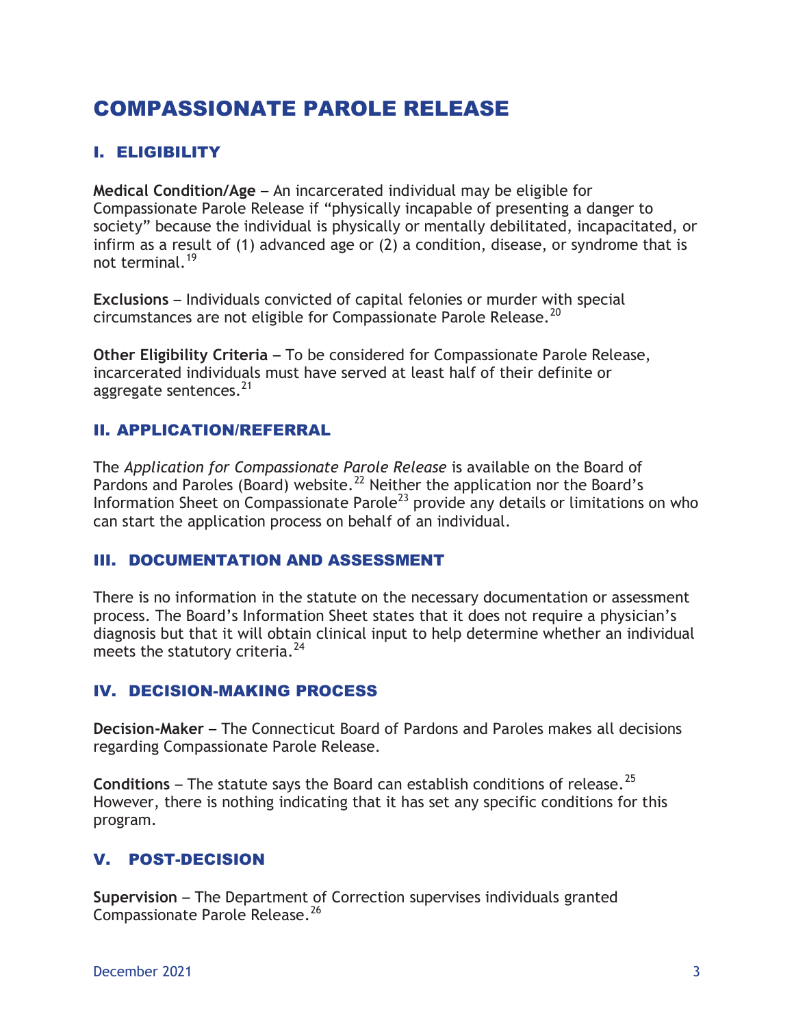# COMPASSIONATE PAROLE RELEASE

## I. ELIGIBILITY

**Medical Condition/Age** – An incarcerated individual may be eligible for Compassionate Parole Release if "physically incapable of presenting a danger to society" because the individual is physically or mentally debilitated, incapacitated, or infirm as a result of (1) advanced age or (2) a condition, disease, or syndrome that is not terminal.[19]

**Exclusions** – Individuals convicted of capital felonies or murder with special circumstances are not eligible for Compassionate Parole Release.[20]

**Other Eligibility Criteria** – To be considered for Compassionate Parole Release, incarcerated individuals must have served at least half of their definite or aggregate sentences.[21]

## II. APPLICATION/REFERRAL

The *Application for Compassionate Parole Release* is available on the Board of Pardons and Paroles (Board) website.[22] Neither the application nor the Board's Information Sheet on Compassionate Parole[23] provide any details or limitations on who can start the application process on behalf of an individual.

## III. DOCUMENTATION AND ASSESSMENT

There is no information in the statute on the necessary documentation or assessment process. The Board's Information Sheet states that it does not require a physician's diagnosis but that it will obtain clinical input to help determine whether an individual meets the statutory criteria.[24]

## IV. DECISION-MAKING PROCESS

**Decision-Maker** – The Connecticut Board of Pardons and Paroles makes all decisions regarding Compassionate Parole Release.

**Conditions** – The statute says the Board can establish conditions of release.[25] However, there is nothing indicating that it has set any specific conditions for this program.

## V. POST-DECISION

**Supervision** – The Department of Correction supervises individuals granted Compassionate Parole Release.[26]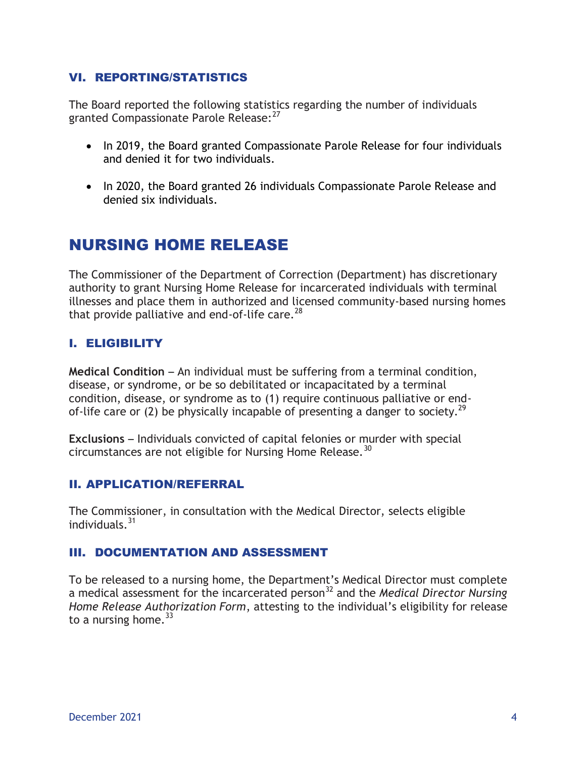### VI. REPORTING/STATISTICS

The Board reported the following statistics regarding the number of individuals granted Compassionate Parole Release:[27]

- In 2019, the Board granted Compassionate Parole Release for four individuals and denied it for two individuals.
- In 2020, the Board granted 26 individuals Compassionate Parole Release and denied six individuals.

## NURSING HOME RELEASE

The Commissioner of the Department of Correction (Department) has discretionary authority to grant Nursing Home Release for incarcerated individuals with terminal illnesses and place them in authorized and licensed community-based nursing homes that provide palliative and end-of-life care.[28]

### I. ELIGIBILITY

**Medical Condition** – An individual must be suffering from a terminal condition, disease, or syndrome, or be so debilitated or incapacitated by a terminal condition, disease, or syndrome as to (1) require continuous palliative or end-of-life care or (2) be physically incapable of presenting a danger to society.[29]

**Exclusions** – Individuals convicted of capital felonies or murder with special circumstances are not eligible for Nursing Home Release.[30]

### II. APPLICATION/REFERRAL

The Commissioner, in consultation with the Medical Director, selects eligible individuals.[31]

### III. DOCUMENTATION AND ASSESSMENT

To be released to a nursing home, the Department's Medical Director must complete a medical assessment for the incarcerated person[32] and the *Medical Director Nursing Home Release Authorization Form*, attesting to the individual's eligibility for release to a nursing home.[33]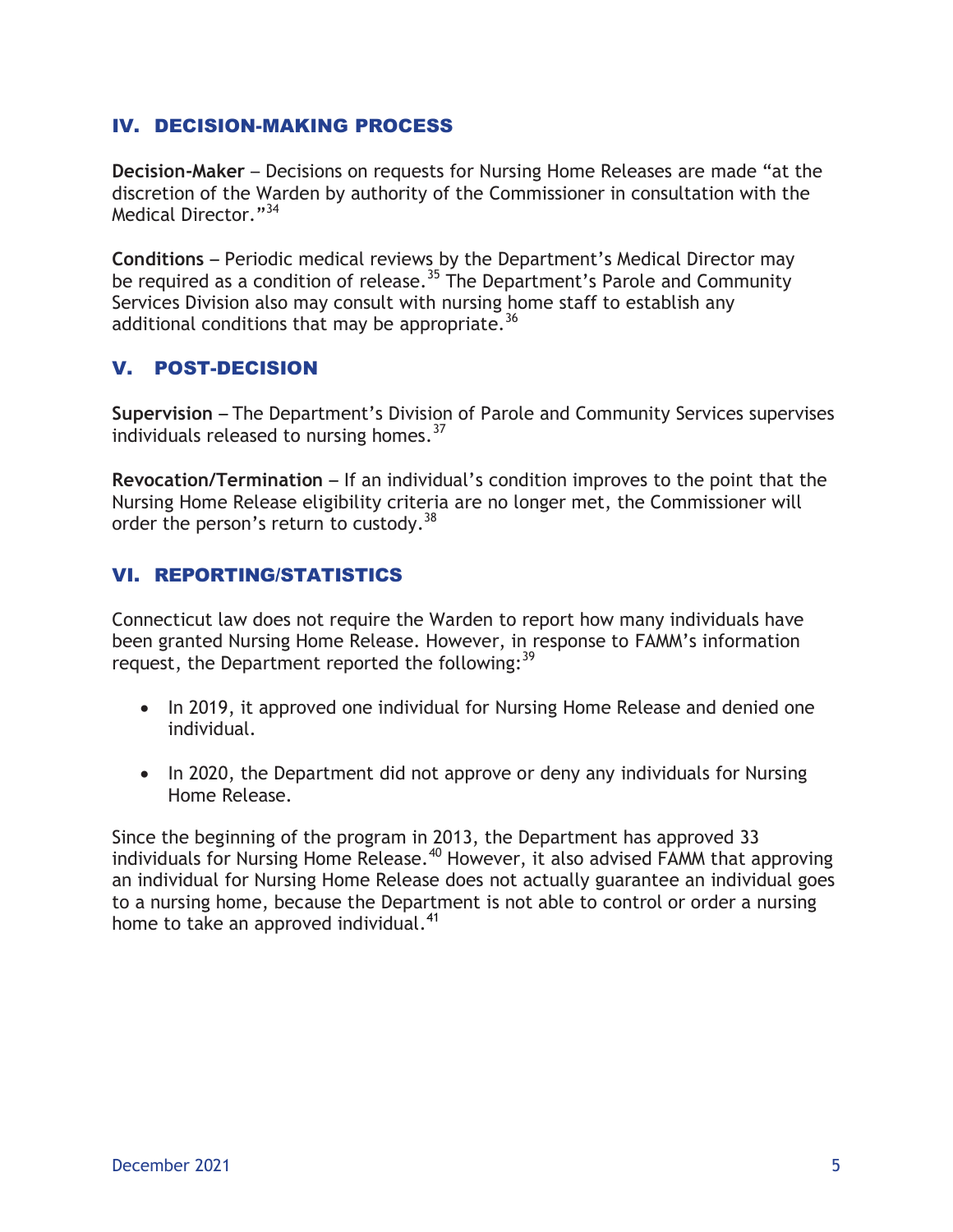## IV. DECISION-MAKING PROCESS

**Decision-Maker** – Decisions on requests for Nursing Home Releases are made "at the discretion of the Warden by authority of the Commissioner in consultation with the Medical Director."[34]

**Conditions** – Periodic medical reviews by the Department's Medical Director may be required as a condition of release.[35] The Department's Parole and Community Services Division also may consult with nursing home staff to establish any additional conditions that may be appropriate.[36]

## V. POST-DECISION

**Supervision** – The Department's Division of Parole and Community Services supervises individuals released to nursing homes.[37]

**Revocation/Termination** – If an individual's condition improves to the point that the Nursing Home Release eligibility criteria are no longer met, the Commissioner will order the person's return to custody.[38]

## VI. REPORTING/STATISTICS

Connecticut law does not require the Warden to report how many individuals have been granted Nursing Home Release. However, in response to FAMM's information request, the Department reported the following:[39]

- In 2019, it approved one individual for Nursing Home Release and denied one individual.
- In 2020, the Department did not approve or deny any individuals for Nursing Home Release.

Since the beginning of the program in 2013, the Department has approved 33 individuals for Nursing Home Release.[40] However, it also advised FAMM that approving an individual for Nursing Home Release does not actually guarantee an individual goes to a nursing home, because the Department is not able to control or order a nursing home to take an approved individual.[41]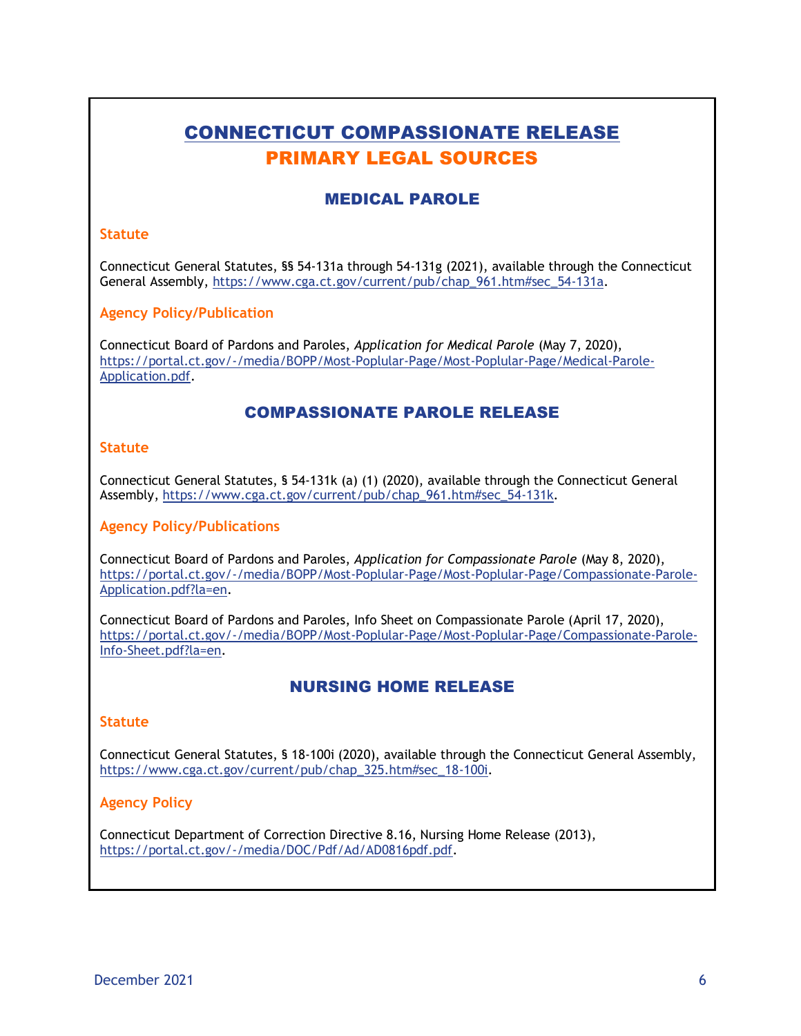# CONNECTICUT COMPASSIONATE RELEASE
# PRIMARY LEGAL SOURCES

## MEDICAL PAROLE

### Statute

Connecticut General Statutes, §§ 54-131a through 54-131g (2021), available through the Connecticut General Assembly, https://www.cga.ct.gov/current/pub/chap_961.htm#sec_54-131a.

### Agency Policy/Publication

Connecticut Board of Pardons and Paroles, *Application for Medical Parole* (May 7, 2020), https://portal.ct.gov/-/media/BOPP/Most-Poplular-Page/Most-Poplular-Page/Medical-Parole-Application.pdf.

## COMPASSIONATE PAROLE RELEASE

### Statute

Connecticut General Statutes, § 54-131k (a) (1) (2020), available through the Connecticut General Assembly, https://www.cga.ct.gov/current/pub/chap_961.htm#sec_54-131k.

### Agency Policy/Publications

Connecticut Board of Pardons and Paroles, *Application for Compassionate Parole* (May 8, 2020), https://portal.ct.gov/-/media/BOPP/Most-Poplular-Page/Most-Poplular-Page/Compassionate-Parole-Application.pdf?la=en.

Connecticut Board of Pardons and Paroles, Info Sheet on Compassionate Parole (April 17, 2020), https://portal.ct.gov/-/media/BOPP/Most-Poplular-Page/Most-Poplular-Page/Compassionate-Parole-Info-Sheet.pdf?la=en.

## NURSING HOME RELEASE

### Statute

Connecticut General Statutes, § 18-100i (2020), available through the Connecticut General Assembly, https://www.cga.ct.gov/current/pub/chap_325.htm#sec_18-100i.

### Agency Policy

Connecticut Department of Correction Directive 8.16, Nursing Home Release (2013), https://portal.ct.gov/-/media/DOC/Pdf/Ad/AD0816pdf.pdf.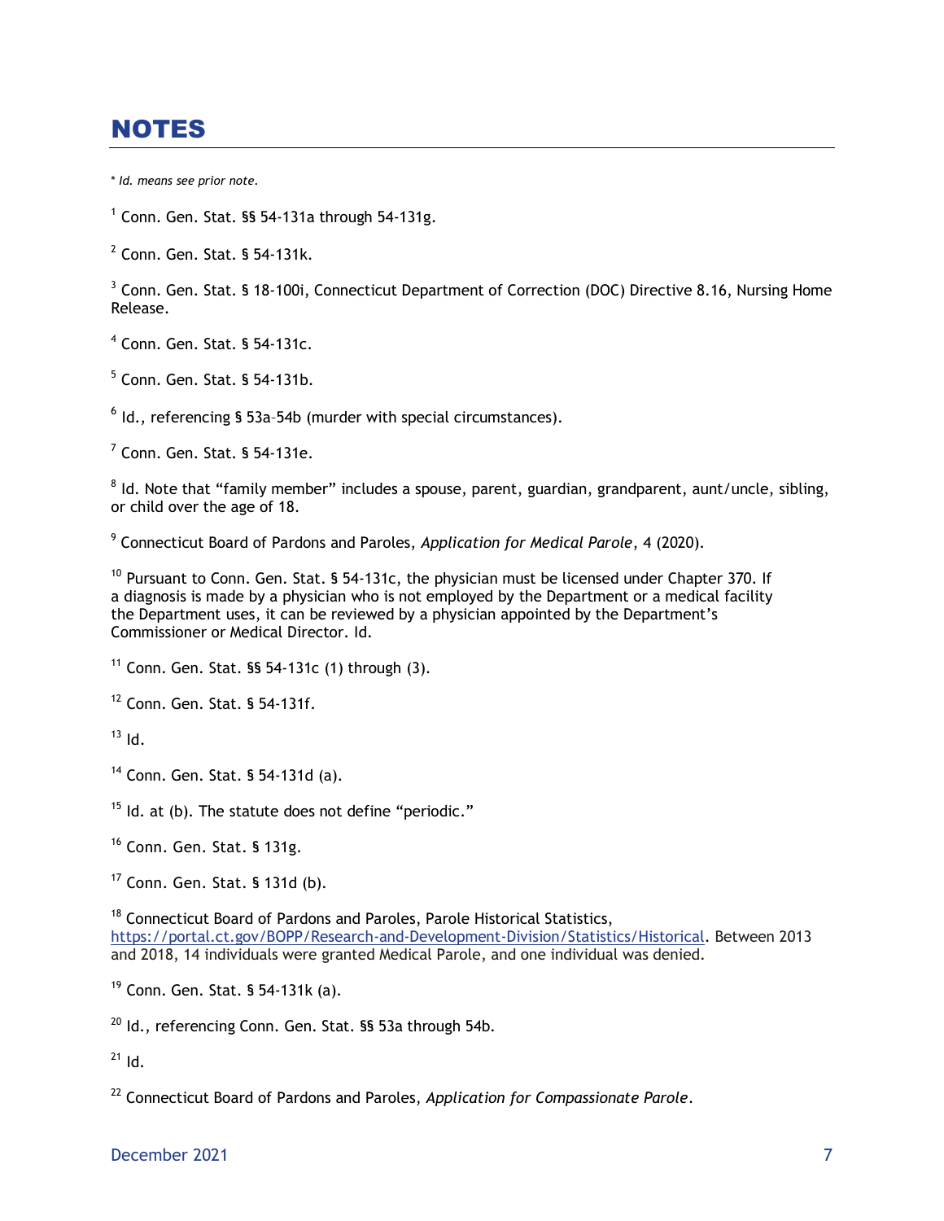# NOTES

* *Id. means see prior note.*

[1] Conn. Gen. Stat. §§ 54-131a through 54-131g.

[2] Conn. Gen. Stat. § 54-131k.

[3] Conn. Gen. Stat. § 18-100i, Connecticut Department of Correction (DOC) Directive 8.16, Nursing Home Release.

[4] Conn. Gen. Stat. § 54-131c.

[5] Conn. Gen. Stat. § 54-131b.

[6] Id., referencing § 53a–54b (murder with special circumstances).

[7] Conn. Gen. Stat. § 54-131e.

[8] Id. Note that "family member" includes a spouse, parent, guardian, grandparent, aunt/uncle, sibling, or child over the age of 18.

[9] Connecticut Board of Pardons and Paroles, *Application for Medical Parole*, 4 (2020).

[10] Pursuant to Conn. Gen. Stat. § 54-131c, the physician must be licensed under Chapter 370. If a diagnosis is made by a physician who is not employed by the Department or a medical facility the Department uses, it can be reviewed by a physician appointed by the Department's Commissioner or Medical Director. Id.

[11] Conn. Gen. Stat. §§ 54-131c (1) through (3).

[12] Conn. Gen. Stat. § 54-131f.

[13] Id.

[14] Conn. Gen. Stat. § 54-131d (a).

[15] Id. at (b). The statute does not define "periodic."

[16] Conn. Gen. Stat. § 131g.

[17] Conn. Gen. Stat. § 131d (b).

[18] Connecticut Board of Pardons and Paroles, Parole Historical Statistics, https://portal.ct.gov/BOPP/Research-and-Development-Division/Statistics/Historical. Between 2013 and 2018, 14 individuals were granted Medical Parole, and one individual was denied.

[19] Conn. Gen. Stat. § 54-131k (a).

[20] Id., referencing Conn. Gen. Stat. §§ 53a through 54b.

[21] Id.

[22] Connecticut Board of Pardons and Paroles, *Application for Compassionate Parole*.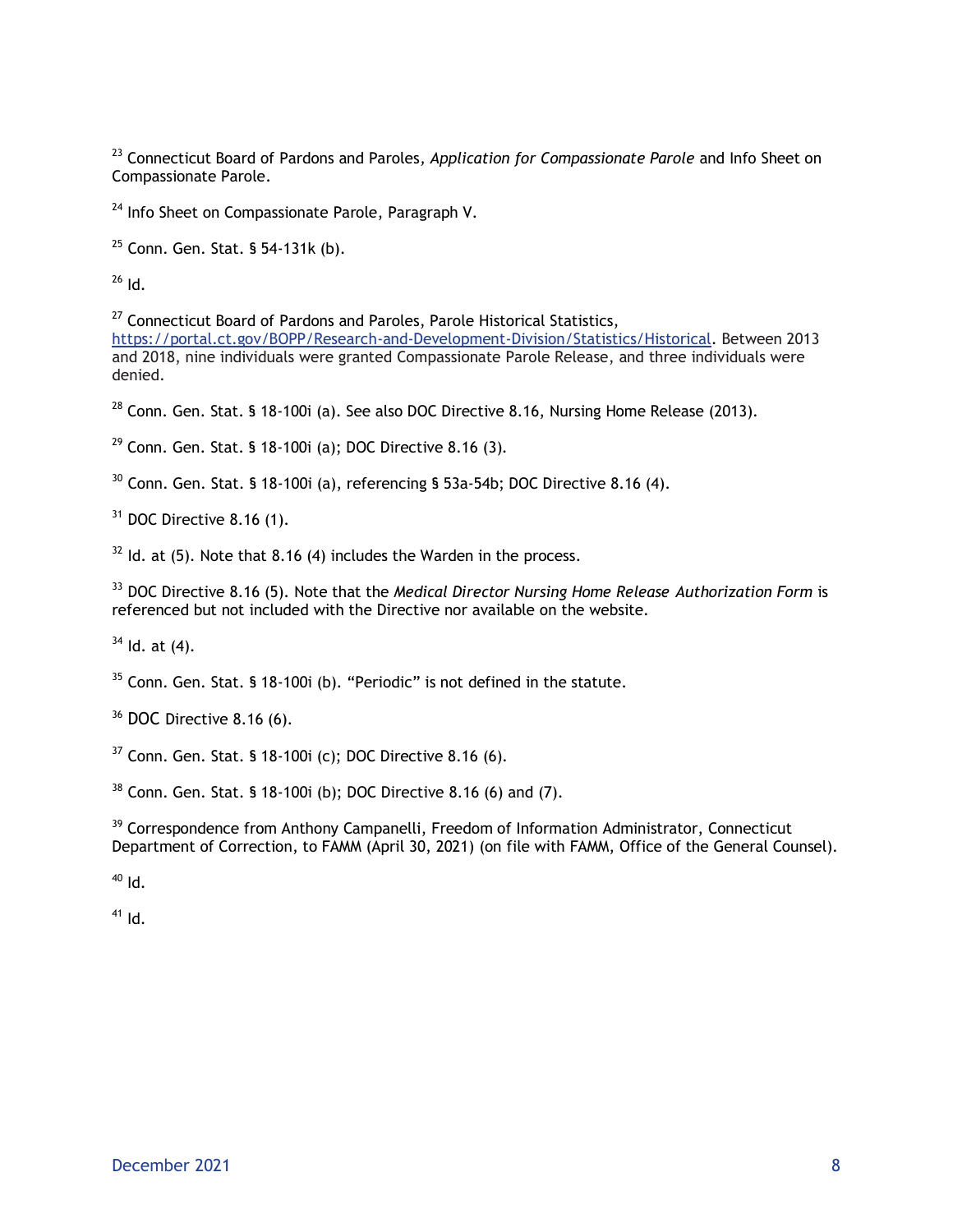[23] Connecticut Board of Pardons and Paroles, *Application for Compassionate Parole* and Info Sheet on Compassionate Parole.

[24] Info Sheet on Compassionate Parole, Paragraph V.

[25] Conn. Gen. Stat. § 54-131k (b).

[26] Id.

[27] Connecticut Board of Pardons and Paroles, Parole Historical Statistics, https://portal.ct.gov/BOPP/Research-and-Development-Division/Statistics/Historical. Between 2013 and 2018, nine individuals were granted Compassionate Parole Release, and three individuals were denied.

[28] Conn. Gen. Stat. § 18-100i (a). See also DOC Directive 8.16, Nursing Home Release (2013).

[29] Conn. Gen. Stat. § 18-100i (a); DOC Directive 8.16 (3).

[30] Conn. Gen. Stat. § 18-100i (a), referencing § 53a-54b; DOC Directive 8.16 (4).

[31] DOC Directive 8.16 (1).

[32] Id. at (5). Note that 8.16 (4) includes the Warden in the process.

[33] DOC Directive 8.16 (5). Note that the *Medical Director Nursing Home Release Authorization Form* is referenced but not included with the Directive nor available on the website.

[34] Id. at (4).

[35] Conn. Gen. Stat. § 18-100i (b). "Periodic" is not defined in the statute.

[36] DOC Directive 8.16 (6).

[37] Conn. Gen. Stat. § 18-100i (c); DOC Directive 8.16 (6).

[38] Conn. Gen. Stat. § 18-100i (b); DOC Directive 8.16 (6) and (7).

[39] Correspondence from Anthony Campanelli, Freedom of Information Administrator, Connecticut Department of Correction, to FAMM (April 30, 2021) (on file with FAMM, Office of the General Counsel).

[40] Id.

[41] Id.